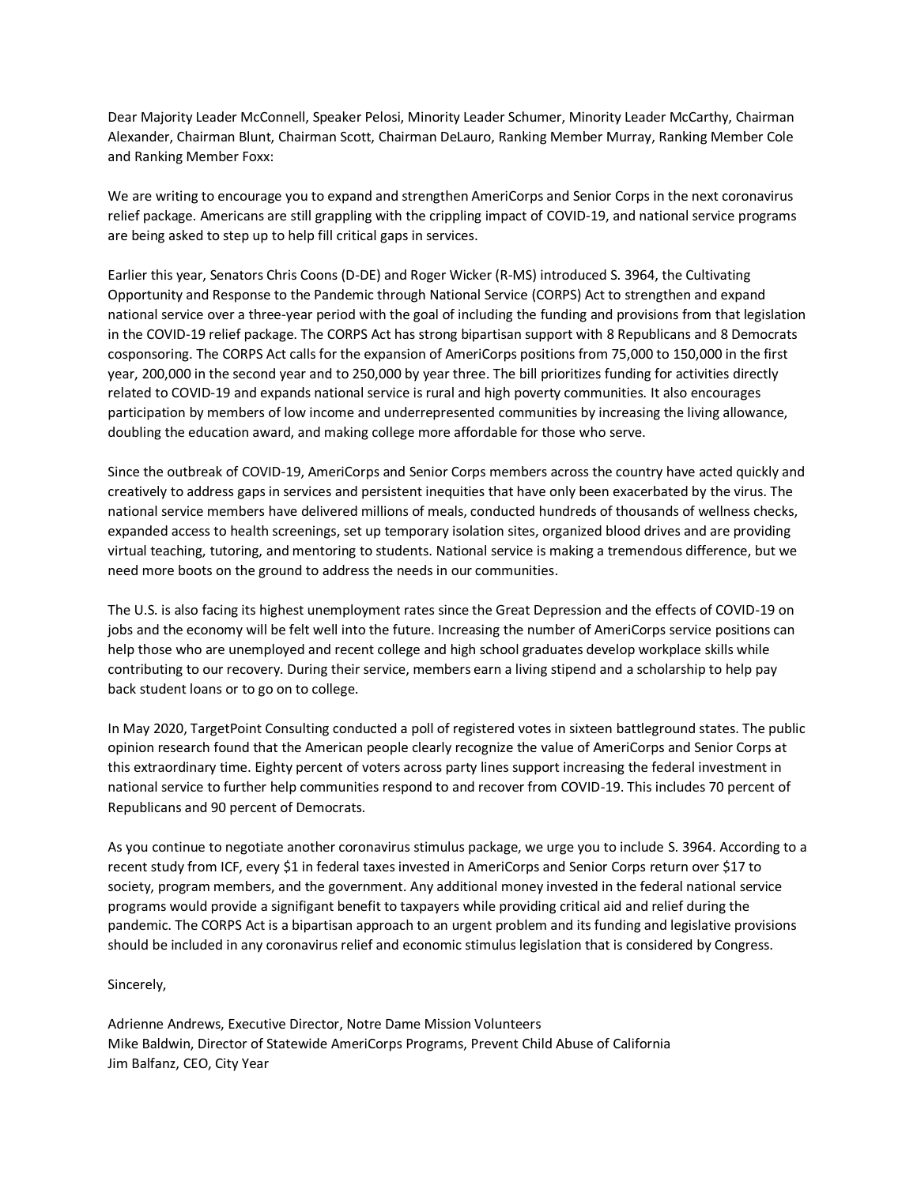Dear Majority Leader McConnell, Speaker Pelosi, Minority Leader Schumer, Minority Leader McCarthy, Chairman Alexander, Chairman Blunt, Chairman Scott, Chairman DeLauro, Ranking Member Murray, Ranking Member Cole and Ranking Member Foxx:

We are writing to encourage you to expand and strengthen AmeriCorps and Senior Corps in the next coronavirus relief package. Americans are still grappling with the crippling impact of COVID-19, and national service programs are being asked to step up to help fill critical gaps in services.

Earlier this year, Senators Chris Coons (D-DE) and Roger Wicker (R-MS) introduced S. 3964, the Cultivating Opportunity and Response to the Pandemic through National Service (CORPS) Act to strengthen and expand national service over a three-year period with the goal of including the funding and provisions from that legislation in the COVID-19 relief package. The CORPS Act has strong bipartisan support with 8 Republicans and 8 Democrats cosponsoring. The CORPS Act calls for the expansion of AmeriCorps positions from 75,000 to 150,000 in the first year, 200,000 in the second year and to 250,000 by year three. The bill prioritizes funding for activities directly related to COVID-19 and expands national service is rural and high poverty communities. It also encourages participation by members of low income and underrepresented communities by increasing the living allowance, doubling the education award, and making college more affordable for those who serve.

Since the outbreak of COVID-19, AmeriCorps and Senior Corps members across the country have acted quickly and creatively to address gaps in services and persistent inequities that have only been exacerbated by the virus. The national service members have delivered millions of meals, conducted hundreds of thousands of wellness checks, expanded access to health screenings, set up temporary isolation sites, organized blood drives and are providing virtual teaching, tutoring, and mentoring to students. National service is making a tremendous difference, but we need more boots on the ground to address the needs in our communities.

The U.S. is also facing its highest unemployment rates since the Great Depression and the effects of COVID-19 on jobs and the economy will be felt well into the future. Increasing the number of AmeriCorps service positions can help those who are unemployed and recent college and high school graduates develop workplace skills while contributing to our recovery. During their service, members earn a living stipend and a scholarship to help pay back student loans or to go on to college.

In May 2020, TargetPoint Consulting conducted a poll of registered votes in sixteen battleground states. The public opinion research found that the American people clearly recognize the value of AmeriCorps and Senior Corps at this extraordinary time. Eighty percent of voters across party lines support increasing the federal investment in national service to further help communities respond to and recover from COVID-19. This includes 70 percent of Republicans and 90 percent of Democrats.

As you continue to negotiate another coronavirus stimulus package, we urge you to include S. 3964. According to a recent study from ICF, every $1 in federal taxes invested in AmeriCorps and Senior Corps return over $17 to society, program members, and the government. Any additional money invested in the federal national service programs would provide a signifigant benefit to taxpayers while providing critical aid and relief during the pandemic. The CORPS Act is a bipartisan approach to an urgent problem and its funding and legislative provisions should be included in any coronavirus relief and economic stimulus legislation that is considered by Congress.

Sincerely,

Adrienne Andrews, Executive Director, Notre Dame Mission Volunteers
Mike Baldwin, Director of Statewide AmeriCorps Programs, Prevent Child Abuse of California
Jim Balfanz, CEO, City Year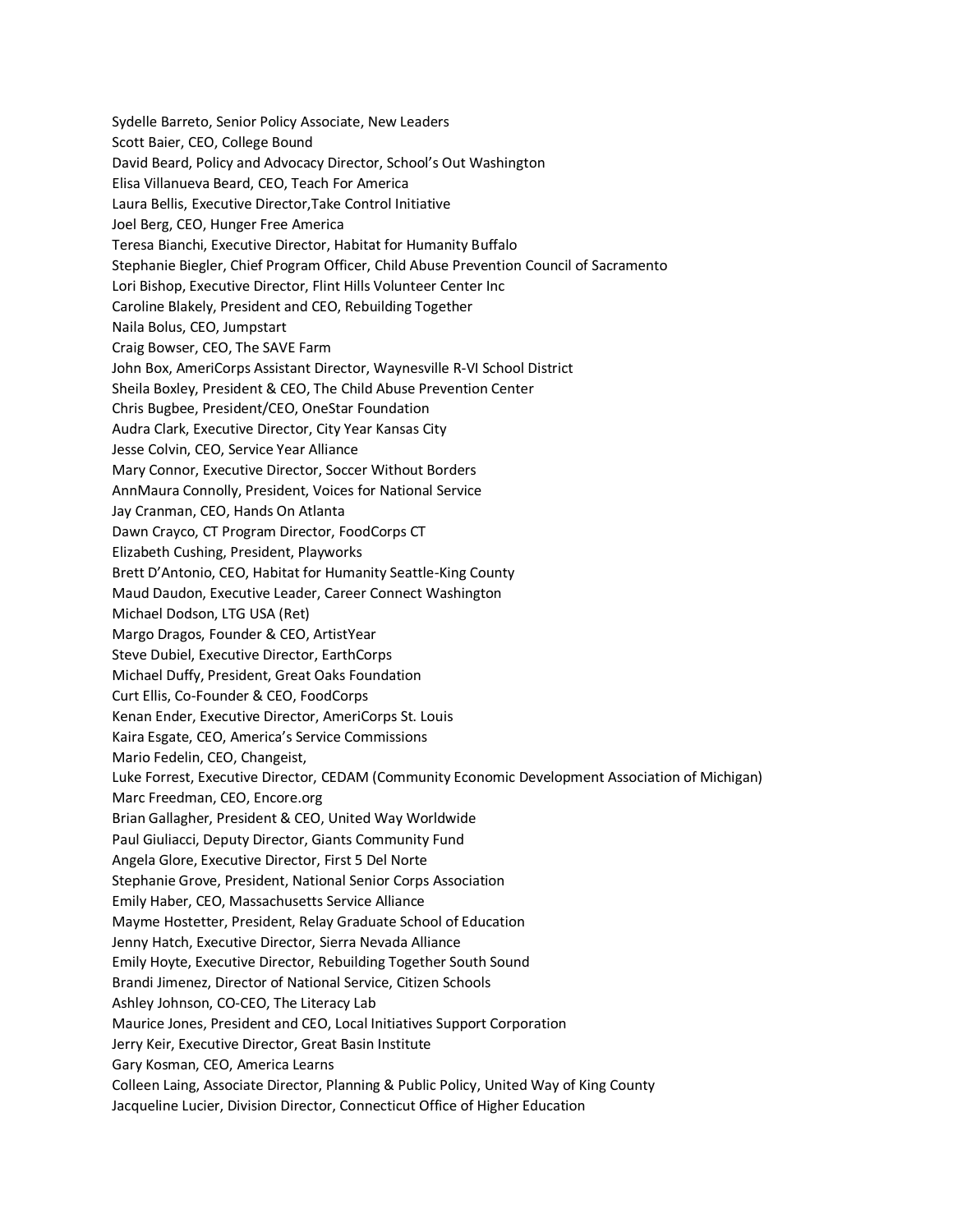Sydelle Barreto, Senior Policy Associate, New Leaders
Scott Baier, CEO, College Bound
David Beard, Policy and Advocacy Director, School's Out Washington
Elisa Villanueva Beard, CEO, Teach For America
Laura Bellis, Executive Director,Take Control Initiative
Joel Berg, CEO, Hunger Free America
Teresa Bianchi, Executive Director, Habitat for Humanity Buffalo
Stephanie Biegler, Chief Program Officer, Child Abuse Prevention Council of Sacramento
Lori Bishop, Executive Director, Flint Hills Volunteer Center Inc
Caroline Blakely, President and CEO, Rebuilding Together
Naila Bolus, CEO, Jumpstart
Craig Bowser, CEO, The SAVE Farm
John Box, AmeriCorps Assistant Director, Waynesville R-VI School District
Sheila Boxley, President & CEO, The Child Abuse Prevention Center
Chris Bugbee, President/CEO, OneStar Foundation
Audra Clark, Executive Director, City Year Kansas City
Jesse Colvin, CEO, Service Year Alliance
Mary Connor, Executive Director, Soccer Without Borders
AnnMaura Connolly, President, Voices for National Service
Jay Cranman, CEO, Hands On Atlanta
Dawn Crayco, CT Program Director, FoodCorps CT
Elizabeth Cushing, President, Playworks
Brett D'Antonio, CEO, Habitat for Humanity Seattle-King County
Maud Daudon, Executive Leader, Career Connect Washington
Michael Dodson, LTG USA (Ret)
Margo Dragos, Founder & CEO, ArtistYear
Steve Dubiel, Executive Director, EarthCorps
Michael Duffy, President, Great Oaks Foundation
Curt Ellis, Co-Founder & CEO, FoodCorps
Kenan Ender, Executive Director, AmeriCorps St. Louis
Kaira Esgate, CEO, America's Service Commissions
Mario Fedelin, CEO, Changeist,
Luke Forrest, Executive Director, CEDAM (Community Economic Development Association of Michigan)
Marc Freedman, CEO, Encore.org
Brian Gallagher, President & CEO, United Way Worldwide
Paul Giuliacci, Deputy Director, Giants Community Fund
Angela Glore, Executive Director, First 5 Del Norte
Stephanie Grove, President, National Senior Corps Association
Emily Haber, CEO, Massachusetts Service Alliance
Mayme Hostetter, President, Relay Graduate School of Education
Jenny Hatch, Executive Director, Sierra Nevada Alliance
Emily Hoyte, Executive Director, Rebuilding Together South Sound
Brandi Jimenez, Director of National Service, Citizen Schools
Ashley Johnson, CO-CEO, The Literacy Lab
Maurice Jones, President and CEO, Local Initiatives Support Corporation
Jerry Keir, Executive Director, Great Basin Institute
Gary Kosman, CEO, America Learns
Colleen Laing, Associate Director, Planning & Public Policy, United Way of King County
Jacqueline Lucier, Division Director, Connecticut Office of Higher Education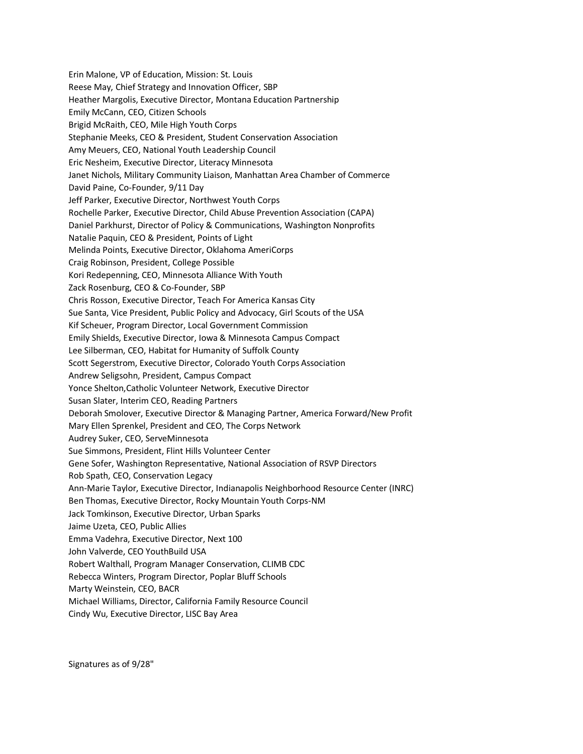Erin Malone, VP of Education, Mission: St. Louis
Reese May, Chief Strategy and Innovation Officer, SBP
Heather Margolis, Executive Director, Montana Education Partnership
Emily McCann, CEO, Citizen Schools
Brigid McRaith, CEO, Mile High Youth Corps
Stephanie Meeks, CEO & President, Student Conservation Association
Amy Meuers, CEO, National Youth Leadership Council
Eric Nesheim, Executive Director, Literacy Minnesota
Janet Nichols, Military Community Liaison, Manhattan Area Chamber of Commerce
David Paine, Co-Founder, 9/11 Day
Jeff Parker, Executive Director, Northwest Youth Corps
Rochelle Parker, Executive Director, Child Abuse Prevention Association (CAPA)
Daniel Parkhurst, Director of Policy & Communications, Washington Nonprofits
Natalie Paquin, CEO & President, Points of Light
Melinda Points, Executive Director, Oklahoma AmeriCorps
Craig Robinson, President, College Possible
Kori Redepenning, CEO, Minnesota Alliance With Youth
Zack Rosenburg, CEO & Co-Founder, SBP
Chris Rosson, Executive Director, Teach For America Kansas City
Sue Santa, Vice President, Public Policy and Advocacy, Girl Scouts of the USA
Kif Scheuer, Program Director, Local Government Commission
Emily Shields, Executive Director, Iowa & Minnesota Campus Compact
Lee Silberman, CEO, Habitat for Humanity of Suffolk County
Scott Segerstrom, Executive Director, Colorado Youth Corps Association
Andrew Seligsohn, President, Campus Compact
Yonce Shelton,Catholic Volunteer Network, Executive Director
Susan Slater, Interim CEO, Reading Partners
Deborah Smolover, Executive Director & Managing Partner, America Forward/New Profit
Mary Ellen Sprenkel, President and CEO, The Corps Network
Audrey Suker, CEO, ServeMinnesota
Sue Simmons, President, Flint Hills Volunteer Center
Gene Sofer, Washington Representative, National Association of RSVP Directors
Rob Spath, CEO, Conservation Legacy
Ann-Marie Taylor, Executive Director, Indianapolis Neighborhood Resource Center (INRC)
Ben Thomas, Executive Director, Rocky Mountain Youth Corps-NM
Jack Tomkinson, Executive Director, Urban Sparks
Jaime Uzeta, CEO, Public Allies
Emma Vadehra, Executive Director, Next 100
John Valverde, CEO YouthBuild USA
Robert Walthall, Program Manager Conservation, CLIMB CDC
Rebecca Winters, Program Director, Poplar Bluff Schools
Marty Weinstein, CEO, BACR
Michael Williams, Director, California Family Resource Council
Cindy Wu, Executive Director, LISC Bay Area

Signatures as of 9/28"